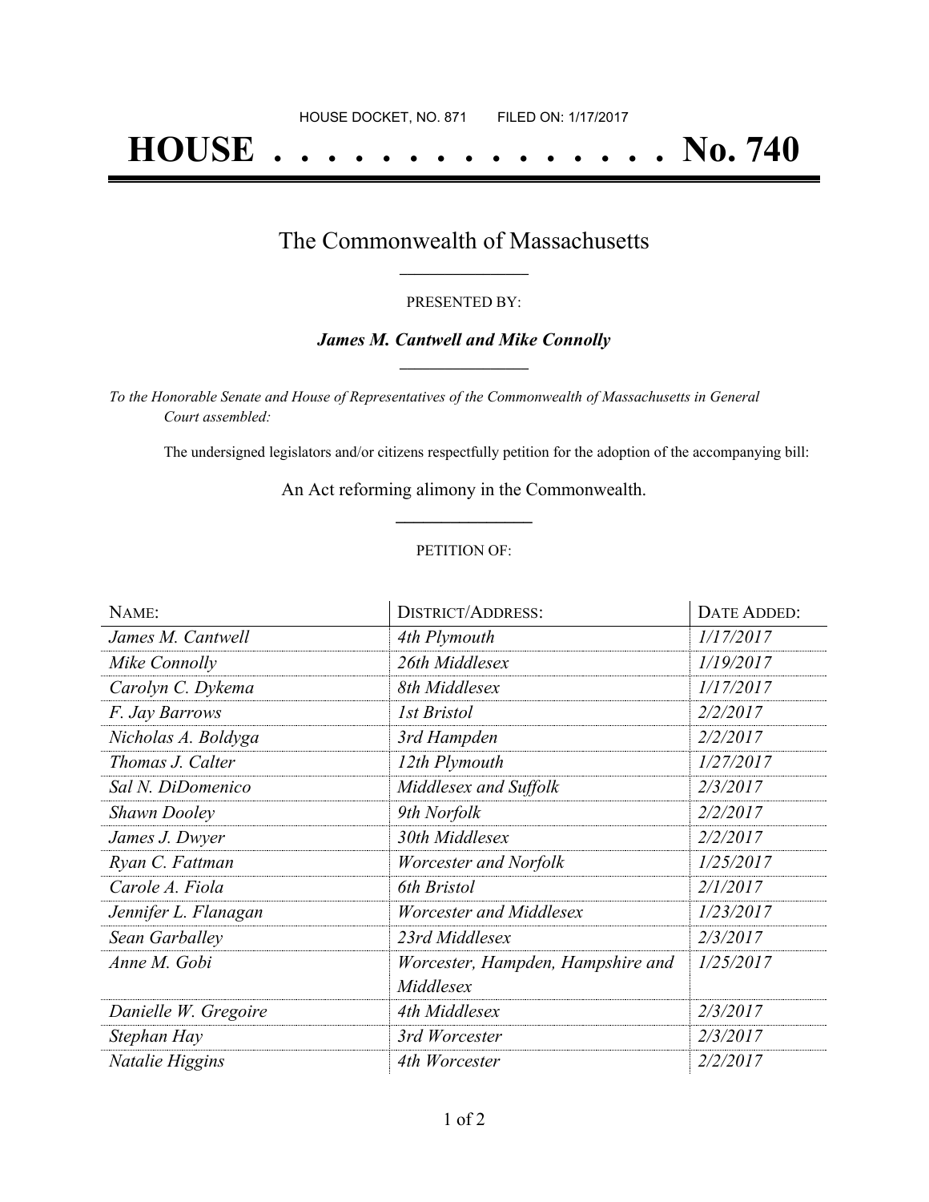HOUSE DOCKET, NO. 871        FILED ON: 1/17/2017

# HOUSE . . . . . . . . . . . . . . . No. 740

## The Commonwealth of Massachusetts

PRESENTED BY:

***James M. Cantwell and Mike Connolly***

*To the Honorable Senate and House of Representatives of the Commonwealth of Massachusetts in General Court assembled:*

The undersigned legislators and/or citizens respectfully petition for the adoption of the accompanying bill:

An Act reforming alimony in the Commonwealth.

PETITION OF:

| NAME: | DISTRICT/ADDRESS: | DATE ADDED: |
| --- | --- | --- |
| *James M. Cantwell* | *4th Plymouth* | *1/17/2017* |
| *Mike Connolly* | *26th Middlesex* | *1/19/2017* |
| *Carolyn C. Dykema* | *8th Middlesex* | *1/17/2017* |
| *F. Jay Barrows* | *1st Bristol* | *2/2/2017* |
| *Nicholas A. Boldyga* | *3rd Hampden* | *2/2/2017* |
| *Thomas J. Calter* | *12th Plymouth* | *1/27/2017* |
| *Sal N. DiDomenico* | *Middlesex and Suffolk* | *2/3/2017* |
| *Shawn Dooley* | *9th Norfolk* | *2/2/2017* |
| *James J. Dwyer* | *30th Middlesex* | *2/2/2017* |
| *Ryan C. Fattman* | *Worcester and Norfolk* | *1/25/2017* |
| *Carole A. Fiola* | *6th Bristol* | *2/1/2017* |
| *Jennifer L. Flanagan* | *Worcester and Middlesex* | *1/23/2017* |
| *Sean Garballey* | *23rd Middlesex* | *2/3/2017* |
| *Anne M. Gobi* | *Worcester, Hampden, Hampshire and Middlesex* | *1/25/2017* |
| *Danielle W. Gregoire* | *4th Middlesex* | *2/3/2017* |
| *Stephan Hay* | *3rd Worcester* | *2/3/2017* |
| *Natalie Higgins* | *4th Worcester* | *2/2/2017* |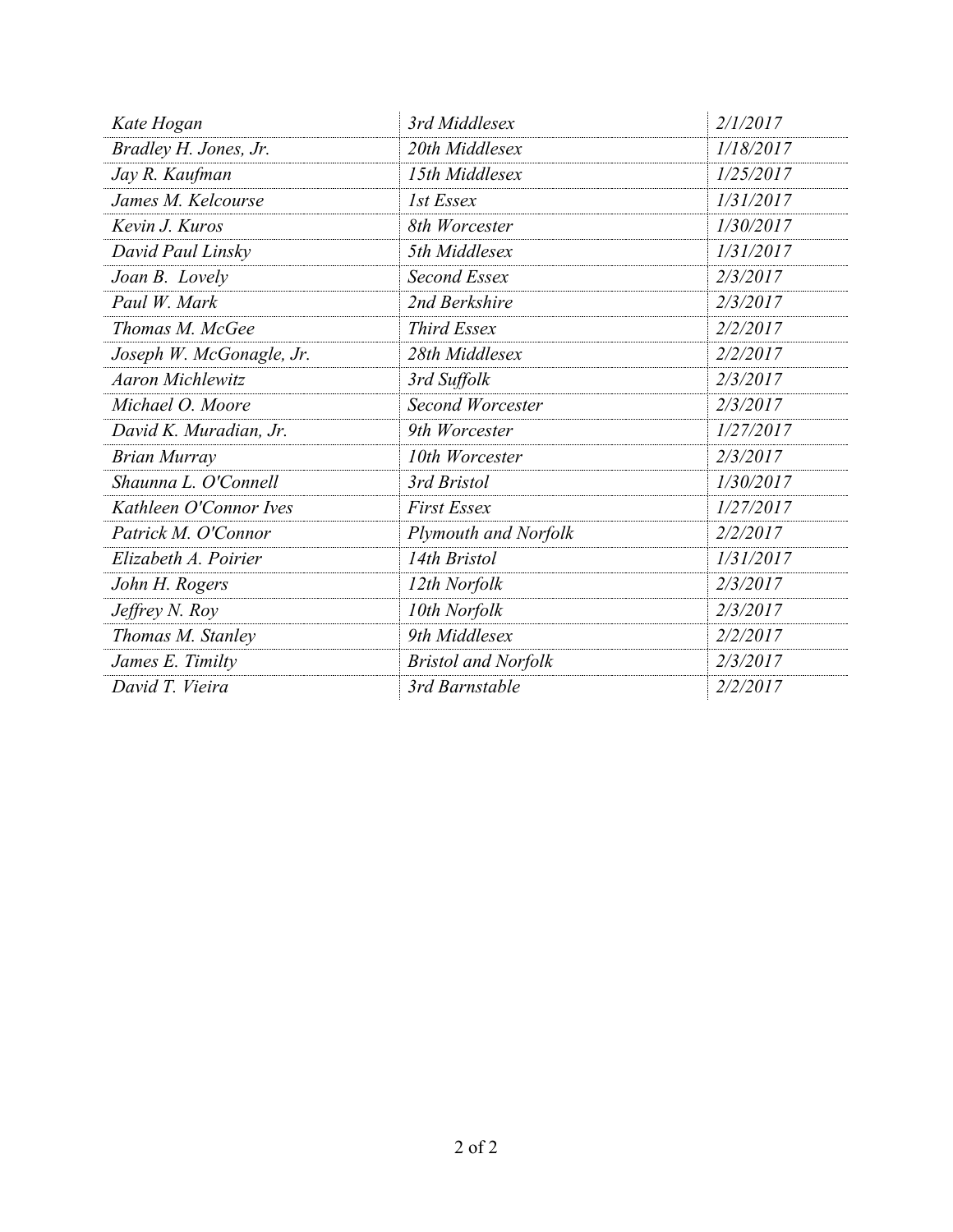| | | |
|---|---|---|
| *Kate Hogan* | *3rd Middlesex* | *2/1/2017* |
| *Bradley H. Jones, Jr.* | *20th Middlesex* | *1/18/2017* |
| *Jay R. Kaufman* | *15th Middlesex* | *1/25/2017* |
| *James M. Kelcourse* | *1st Essex* | *1/31/2017* |
| *Kevin J. Kuros* | *8th Worcester* | *1/30/2017* |
| *David Paul Linsky* | *5th Middlesex* | *1/31/2017* |
| *Joan B. Lovely* | *Second Essex* | *2/3/2017* |
| *Paul W. Mark* | *2nd Berkshire* | *2/3/2017* |
| *Thomas M. McGee* | *Third Essex* | *2/2/2017* |
| *Joseph W. McGonagle, Jr.* | *28th Middlesex* | *2/2/2017* |
| *Aaron Michlewitz* | *3rd Suffolk* | *2/3/2017* |
| *Michael O. Moore* | *Second Worcester* | *2/3/2017* |
| *David K. Muradian, Jr.* | *9th Worcester* | *1/27/2017* |
| *Brian Murray* | *10th Worcester* | *2/3/2017* |
| *Shaunna L. O'Connell* | *3rd Bristol* | *1/30/2017* |
| *Kathleen O'Connor Ives* | *First Essex* | *1/27/2017* |
| *Patrick M. O'Connor* | *Plymouth and Norfolk* | *2/2/2017* |
| *Elizabeth A. Poirier* | *14th Bristol* | *1/31/2017* |
| *John H. Rogers* | *12th Norfolk* | *2/3/2017* |
| *Jeffrey N. Roy* | *10th Norfolk* | *2/3/2017* |
| *Thomas M. Stanley* | *9th Middlesex* | *2/2/2017* |
| *James E. Timilty* | *Bristol and Norfolk* | *2/3/2017* |
| *David T. Vieira* | *3rd Barnstable* | *2/2/2017* |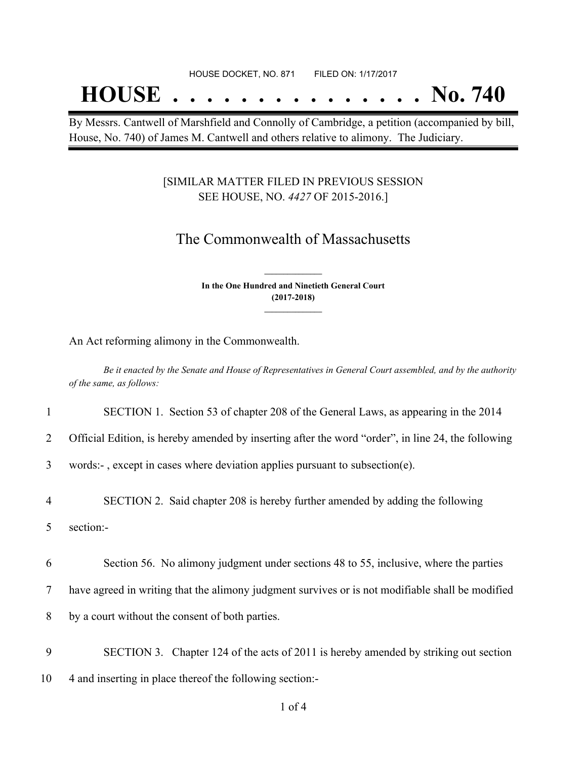HOUSE DOCKET, NO. 871 FILED ON: 1/17/2017

# HOUSE . . . . . . . . . . . . . . . No. 740

By Messrs. Cantwell of Marshfield and Connolly of Cambridge, a petition (accompanied by bill, House, No. 740) of James M. Cantwell and others relative to alimony. The Judiciary.

[SIMILAR MATTER FILED IN PREVIOUS SESSION SEE HOUSE, NO. *4427* OF 2015-2016.]

## The Commonwealth of Massachusetts

**In the One Hundred and Ninetieth General Court (2017-2018)**

An Act reforming alimony in the Commonwealth.

*Be it enacted by the Senate and House of Representatives in General Court assembled, and by the authority of the same, as follows:*

1 SECTION 1. Section 53 of chapter 208 of the General Laws, as appearing in the 2014
2 Official Edition, is hereby amended by inserting after the word "order", in line 24, the following
3 words:- , except in cases where deviation applies pursuant to subsection(e).

4 SECTION 2. Said chapter 208 is hereby further amended by adding the following
5 section:-

6 Section 56. No alimony judgment under sections 48 to 55, inclusive, where the parties
7 have agreed in writing that the alimony judgment survives or is not modifiable shall be modified
8 by a court without the consent of both parties.

9 SECTION 3. Chapter 124 of the acts of 2011 is hereby amended by striking out section
10 4 and inserting in place thereof the following section:-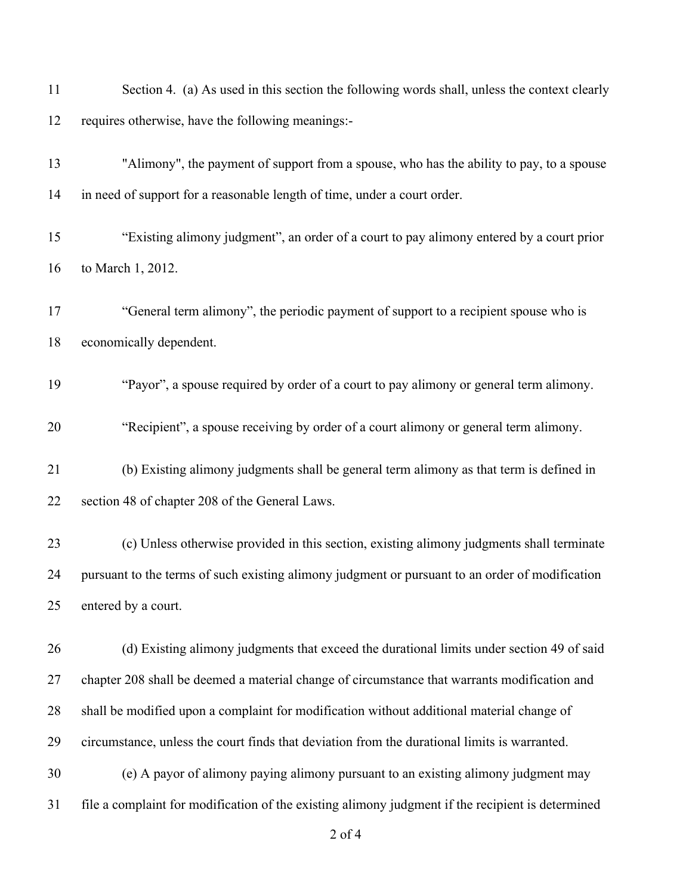Section 4. (a) As used in this section the following words shall, unless the context clearly requires otherwise, have the following meanings:-

"Alimony", the payment of support from a spouse, who has the ability to pay, to a spouse in need of support for a reasonable length of time, under a court order.

"Existing alimony judgment", an order of a court to pay alimony entered by a court prior to March 1, 2012.

"General term alimony", the periodic payment of support to a recipient spouse who is economically dependent.

"Payor", a spouse required by order of a court to pay alimony or general term alimony.

"Recipient", a spouse receiving by order of a court alimony or general term alimony.

(b) Existing alimony judgments shall be general term alimony as that term is defined in section 48 of chapter 208 of the General Laws.

(c) Unless otherwise provided in this section, existing alimony judgments shall terminate pursuant to the terms of such existing alimony judgment or pursuant to an order of modification entered by a court.

(d) Existing alimony judgments that exceed the durational limits under section 49 of said chapter 208 shall be deemed a material change of circumstance that warrants modification and shall be modified upon a complaint for modification without additional material change of circumstance, unless the court finds that deviation from the durational limits is warranted.

(e) A payor of alimony paying alimony pursuant to an existing alimony judgment may file a complaint for modification of the existing alimony judgment if the recipient is determined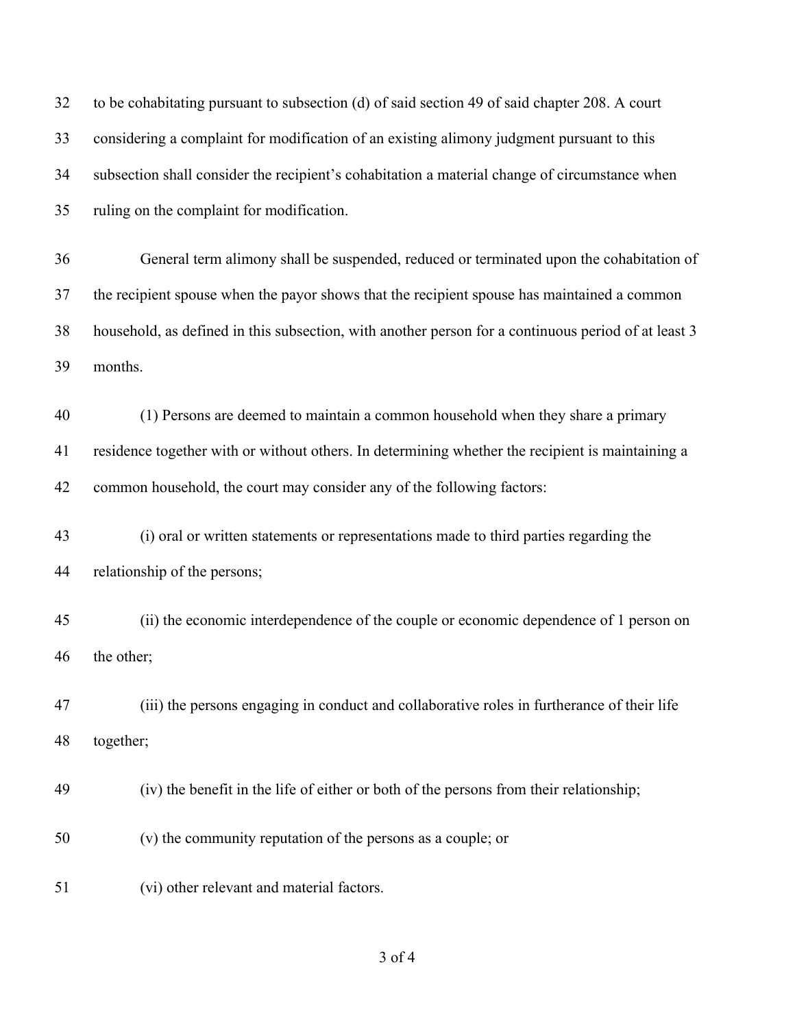to be cohabitating pursuant to subsection (d) of said section 49 of said chapter 208. A court considering a complaint for modification of an existing alimony judgment pursuant to this subsection shall consider the recipient's cohabitation a material change of circumstance when ruling on the complaint for modification.

General term alimony shall be suspended, reduced or terminated upon the cohabitation of the recipient spouse when the payor shows that the recipient spouse has maintained a common household, as defined in this subsection, with another person for a continuous period of at least 3 months.

(1) Persons are deemed to maintain a common household when they share a primary residence together with or without others. In determining whether the recipient is maintaining a common household, the court may consider any of the following factors:

(i) oral or written statements or representations made to third parties regarding the relationship of the persons;

(ii) the economic interdependence of the couple or economic dependence of 1 person on the other;

(iii) the persons engaging in conduct and collaborative roles in furtherance of their life together;

(iv) the benefit in the life of either or both of the persons from their relationship;

(v) the community reputation of the persons as a couple; or

(vi) other relevant and material factors.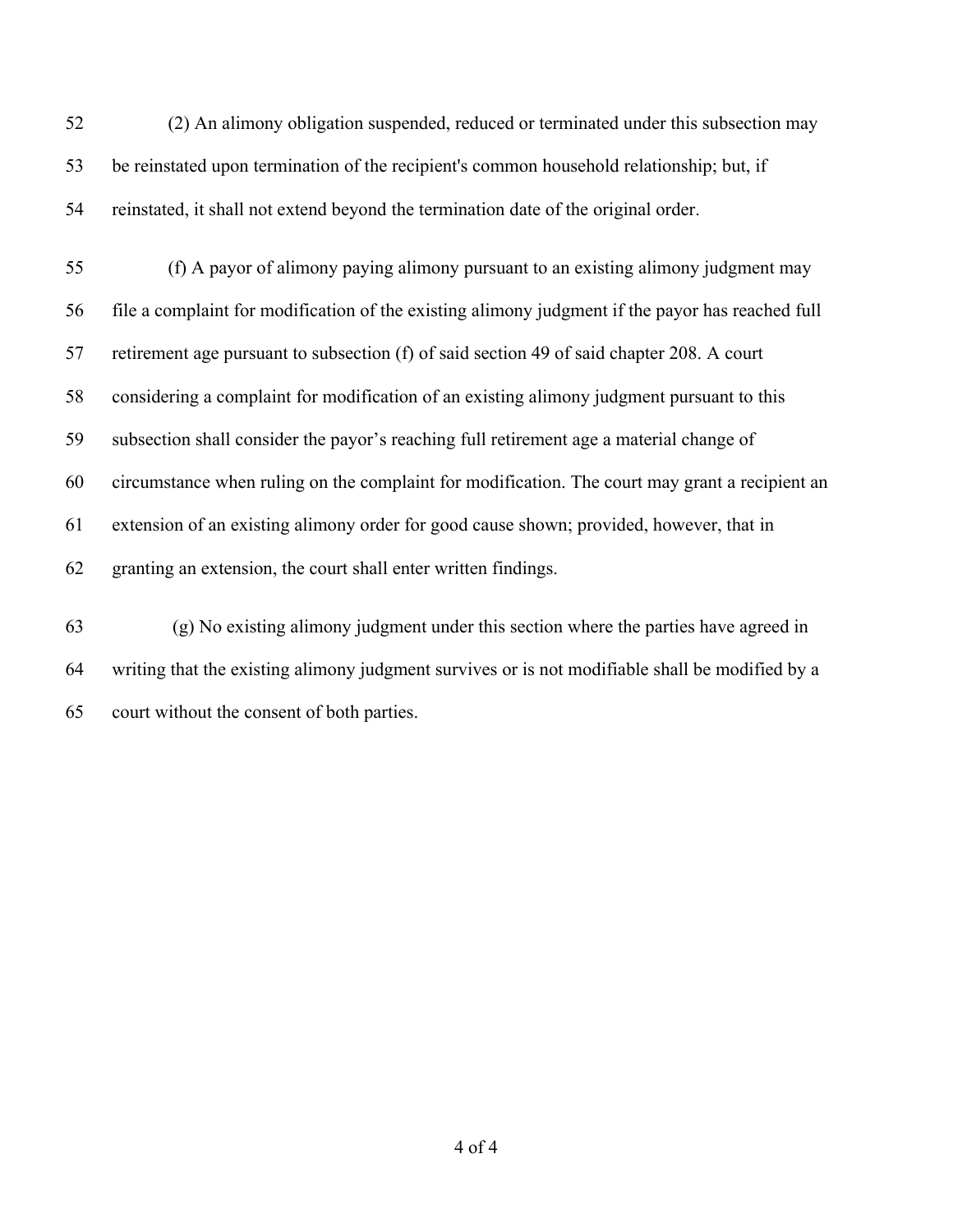(2) An alimony obligation suspended, reduced or terminated under this subsection may be reinstated upon termination of the recipient's common household relationship; but, if reinstated, it shall not extend beyond the termination date of the original order.

(f) A payor of alimony paying alimony pursuant to an existing alimony judgment may file a complaint for modification of the existing alimony judgment if the payor has reached full retirement age pursuant to subsection (f) of said section 49 of said chapter 208. A court considering a complaint for modification of an existing alimony judgment pursuant to this subsection shall consider the payor's reaching full retirement age a material change of circumstance when ruling on the complaint for modification. The court may grant a recipient an extension of an existing alimony order for good cause shown; provided, however, that in granting an extension, the court shall enter written findings.

(g) No existing alimony judgment under this section where the parties have agreed in writing that the existing alimony judgment survives or is not modifiable shall be modified by a court without the consent of both parties.